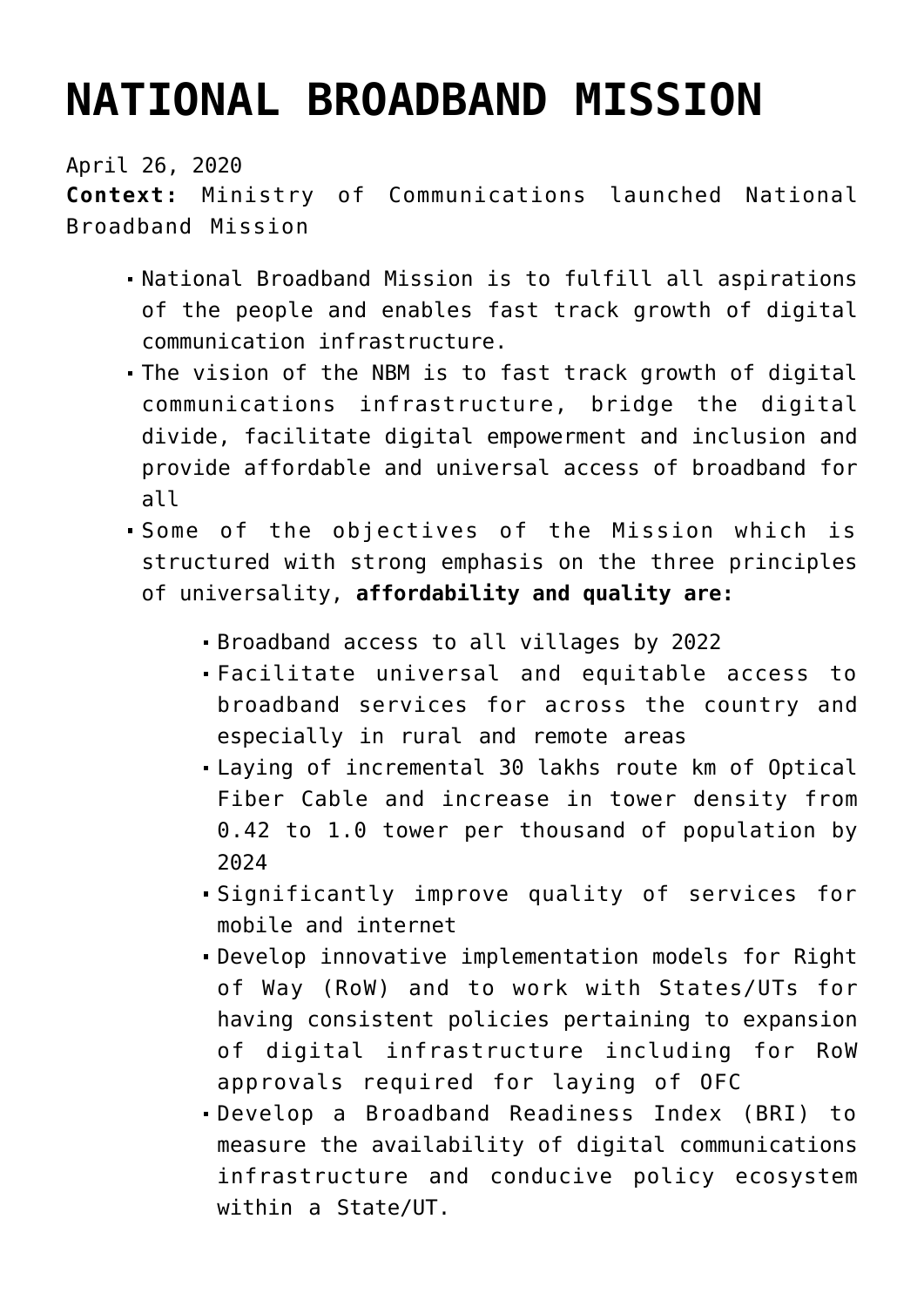# NATIONAL BROADBAND MISSION

April 26, 2020
**Context:** Ministry of Communications launched National Broadband Mission

- National Broadband Mission is to fulfill all aspirations of the people and enables fast track growth of digital communication infrastructure.
- The vision of the NBM is to fast track growth of digital communications infrastructure, bridge the digital divide, facilitate digital empowerment and inclusion and provide affordable and universal access of broadband for all
- Some of the objectives of the Mission which is structured with strong emphasis on the three principles of universality, **affordability and quality are:**
  - Broadband access to all villages by 2022
  - Facilitate universal and equitable access to broadband services for across the country and especially in rural and remote areas
  - Laying of incremental 30 lakhs route km of Optical Fiber Cable and increase in tower density from 0.42 to 1.0 tower per thousand of population by 2024
  - Significantly improve quality of services for mobile and internet
  - Develop innovative implementation models for Right of Way (RoW) and to work with States/UTs for having consistent policies pertaining to expansion of digital infrastructure including for RoW approvals required for laying of OFC
  - Develop a Broadband Readiness Index (BRI) to measure the availability of digital communications infrastructure and conducive policy ecosystem within a State/UT.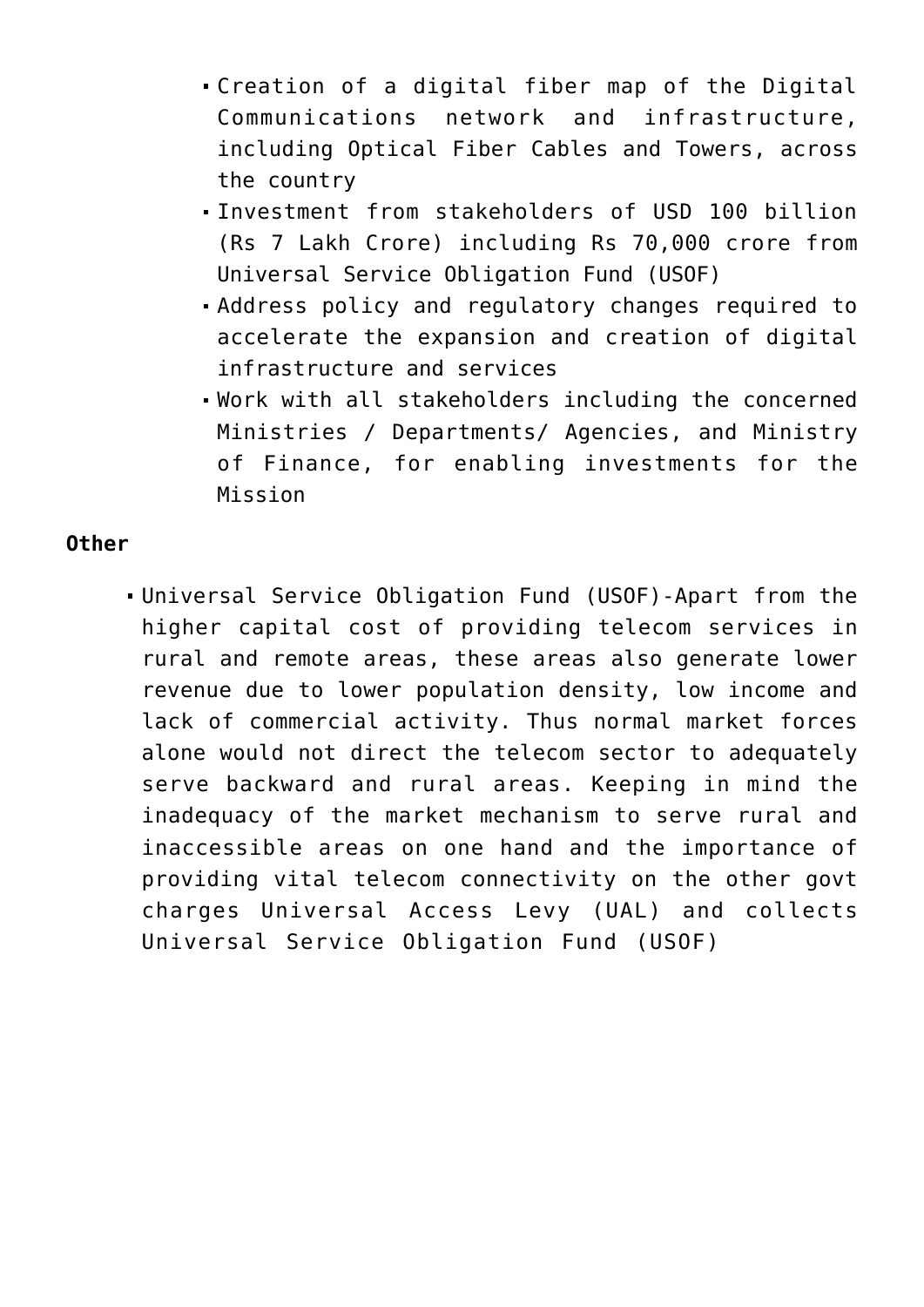- Creation of a digital fiber map of the Digital Communications network and infrastructure, including Optical Fiber Cables and Towers, across the country
- Investment from stakeholders of USD 100 billion (Rs 7 Lakh Crore) including Rs 70,000 crore from Universal Service Obligation Fund (USOF)
- Address policy and regulatory changes required to accelerate the expansion and creation of digital infrastructure and services
- Work with all stakeholders including the concerned Ministries / Departments/ Agencies, and Ministry of Finance, for enabling investments for the Mission

**Other**

- Universal Service Obligation Fund (USOF)-Apart from the higher capital cost of providing telecom services in rural and remote areas, these areas also generate lower revenue due to lower population density, low income and lack of commercial activity. Thus normal market forces alone would not direct the telecom sector to adequately serve backward and rural areas. Keeping in mind the inadequacy of the market mechanism to serve rural and inaccessible areas on one hand and the importance of providing vital telecom connectivity on the other govt charges Universal Access Levy (UAL) and collects Universal Service Obligation Fund (USOF)